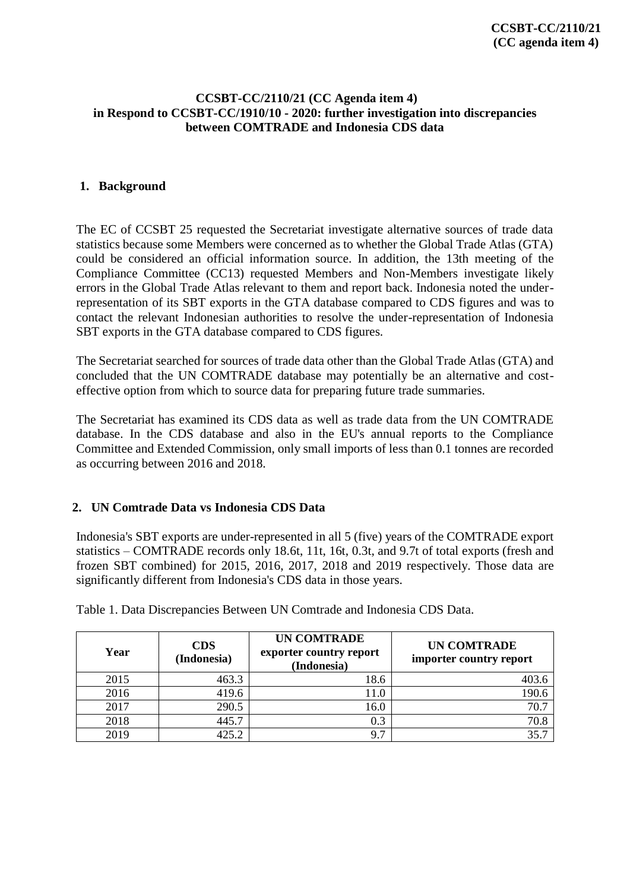**CCSBT-CC/2110/21 (CC agenda item 4)**

# CCSBT-CC/2110/21 (CC Agenda item 4) in Respond to CCSBT-CC/1910/10 - 2020: further investigation into discrepancies between COMTRADE and Indonesia CDS data

## 1. Background

The EC of CCSBT 25 requested the Secretariat investigate alternative sources of trade data statistics because some Members were concerned as to whether the Global Trade Atlas (GTA) could be considered an official information source. In addition, the 13th meeting of the Compliance Committee (CC13) requested Members and Non-Members investigate likely errors in the Global Trade Atlas relevant to them and report back. Indonesia noted the under-representation of its SBT exports in the GTA database compared to CDS figures and was to contact the relevant Indonesian authorities to resolve the under-representation of Indonesia SBT exports in the GTA database compared to CDS figures.

The Secretariat searched for sources of trade data other than the Global Trade Atlas (GTA) and concluded that the UN COMTRADE database may potentially be an alternative and cost-effective option from which to source data for preparing future trade summaries.

The Secretariat has examined its CDS data as well as trade data from the UN COMTRADE database. In the CDS database and also in the EU's annual reports to the Compliance Committee and Extended Commission, only small imports of less than 0.1 tonnes are recorded as occurring between 2016 and 2018.

## 2. UN Comtrade Data vs Indonesia CDS Data

Indonesia's SBT exports are under-represented in all 5 (five) years of the COMTRADE export statistics – COMTRADE records only 18.6t, 11t, 16t, 0.3t, and 9.7t of total exports (fresh and frozen SBT combined) for 2015, 2016, 2017, 2018 and 2019 respectively. Those data are significantly different from Indonesia's CDS data in those years.

Table 1. Data Discrepancies Between UN Comtrade and Indonesia CDS Data.

| Year | CDS (Indonesia) | UN COMTRADE exporter country report (Indonesia) | UN COMTRADE importer country report |
|---|---|---|---|
| 2015 | 463.3 | 18.6 | 403.6 |
| 2016 | 419.6 | 11.0 | 190.6 |
| 2017 | 290.5 | 16.0 | 70.7 |
| 2018 | 445.7 | 0.3 | 70.8 |
| 2019 | 425.2 | 9.7 | 35.7 |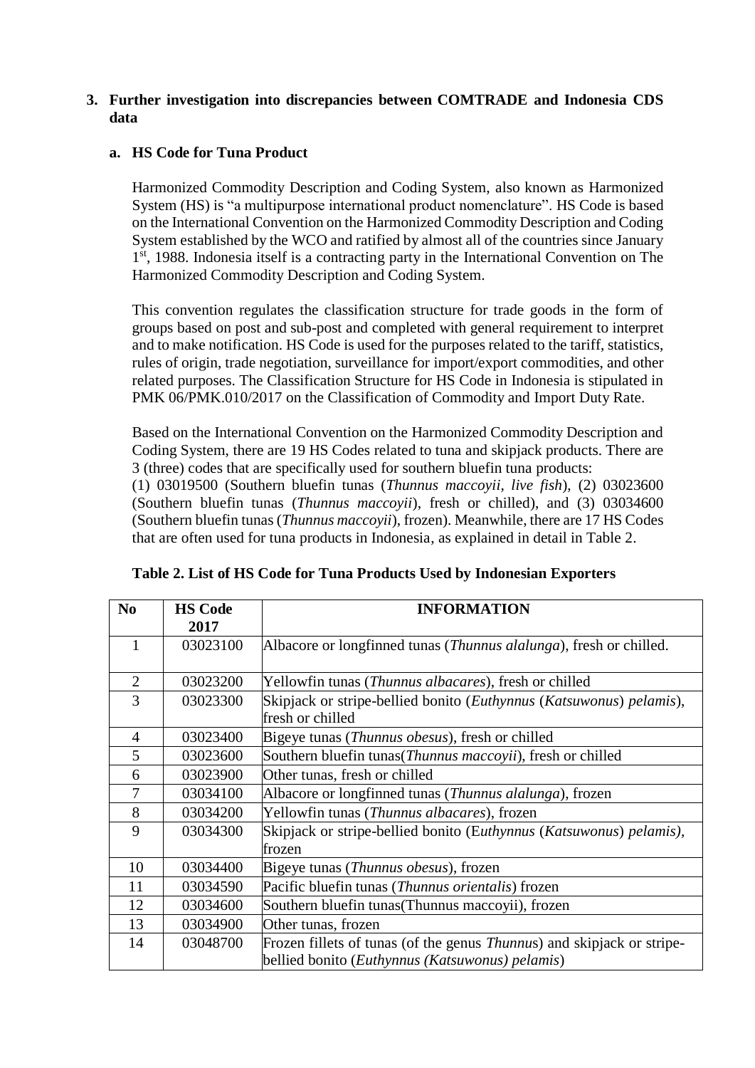## 3. Further investigation into discrepancies between COMTRADE and Indonesia CDS data

### a. HS Code for Tuna Product

Harmonized Commodity Description and Coding System, also known as Harmonized System (HS) is "a multipurpose international product nomenclature". HS Code is based on the International Convention on the Harmonized Commodity Description and Coding System established by the WCO and ratified by almost all of the countries since January 1st, 1988. Indonesia itself is a contracting party in the International Convention on The Harmonized Commodity Description and Coding System.

This convention regulates the classification structure for trade goods in the form of groups based on post and sub-post and completed with general requirement to interpret and to make notification. HS Code is used for the purposes related to the tariff, statistics, rules of origin, trade negotiation, surveillance for import/export commodities, and other related purposes. The Classification Structure for HS Code in Indonesia is stipulated in PMK 06/PMK.010/2017 on the Classification of Commodity and Import Duty Rate.

Based on the International Convention on the Harmonized Commodity Description and Coding System, there are 19 HS Codes related to tuna and skipjack products. There are 3 (three) codes that are specifically used for southern bluefin tuna products: (1) 03019500 (Southern bluefin tunas (*Thunnus maccoyii, live fish*), (2) 03023600 (Southern bluefin tunas (*Thunnus maccoyii*), fresh or chilled), and (3) 03034600 (Southern bluefin tunas (*Thunnus maccoyii*), frozen). Meanwhile, there are 17 HS Codes that are often used for tuna products in Indonesia, as explained in detail in Table 2.

**Table 2. List of HS Code for Tuna Products Used by Indonesian Exporters**

| No | HS Code 2017 | INFORMATION |
|---|---|---|
| 1 | 03023100 | Albacore or longfinned tunas (*Thunnus alalunga*), fresh or chilled. |
| 2 | 03023200 | Yellowfin tunas (*Thunnus albacares*), fresh or chilled |
| 3 | 03023300 | Skipjack or stripe-bellied bonito (*Euthynnus* (*Katsuwonus*) *pelamis*), fresh or chilled |
| 4 | 03023400 | Bigeye tunas (*Thunnus obesus*), fresh or chilled |
| 5 | 03023600 | Southern bluefin tunas(*Thunnus maccoyii*), fresh or chilled |
| 6 | 03023900 | Other tunas, fresh or chilled |
| 7 | 03034100 | Albacore or longfinned tunas (*Thunnus alalunga*), frozen |
| 8 | 03034200 | Yellowfin tunas (*Thunnus albacares*), frozen |
| 9 | 03034300 | Skipjack or stripe-bellied bonito (E*uthynnus* (*Katsuwonus*) *pelamis)*, frozen |
| 10 | 03034400 | Bigeye tunas (*Thunnus obesus*), frozen |
| 11 | 03034590 | Pacific bluefin tunas (*Thunnus orientalis*) frozen |
| 12 | 03034600 | Southern bluefin tunas(Thunnus maccoyii), frozen |
| 13 | 03034900 | Other tunas, frozen |
| 14 | 03048700 | Frozen fillets of tunas (of the genus *Thunnu*s) and skipjack or stripe-bellied bonito (*Euthynnus (Katsuwonus) pelamis*) |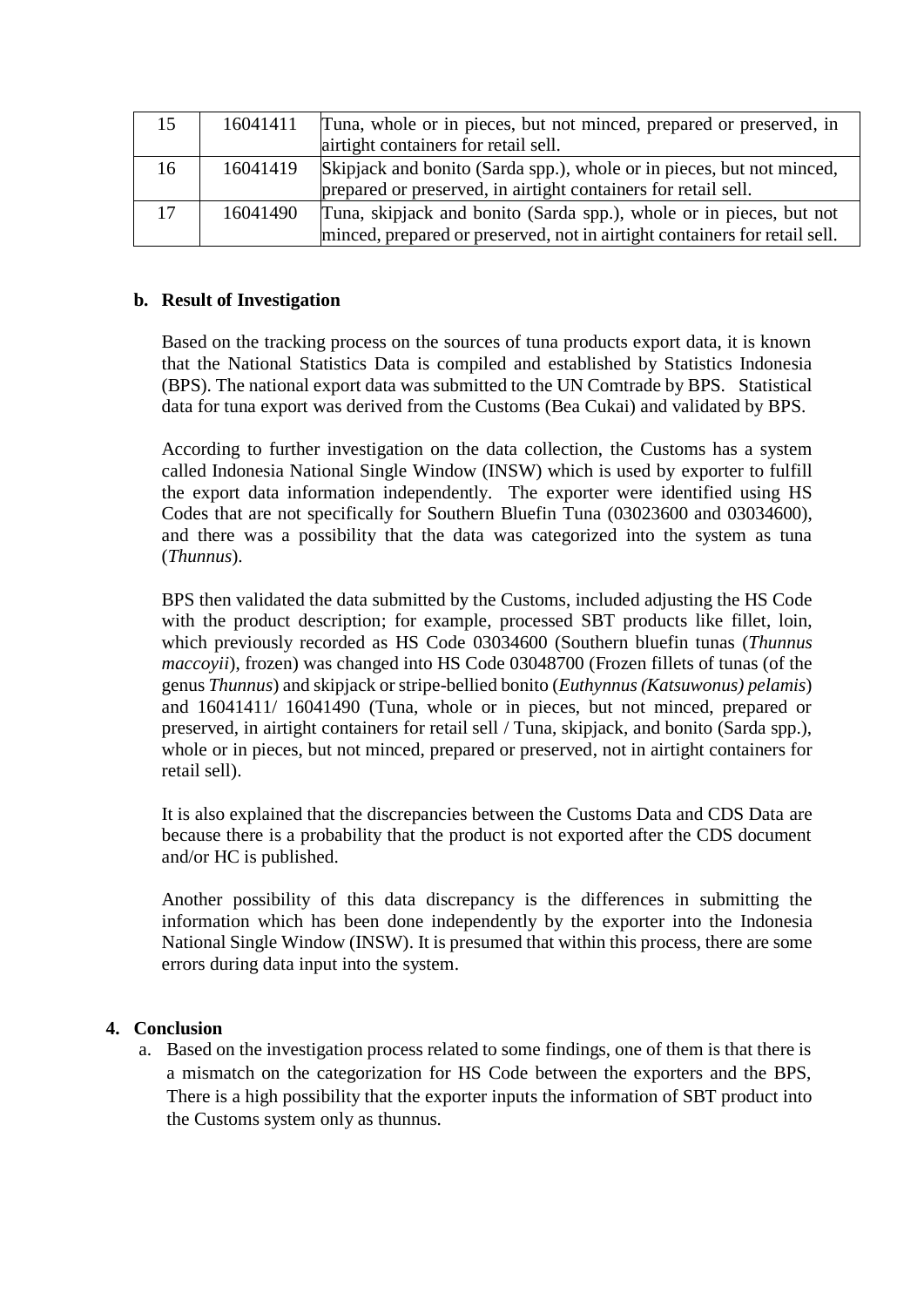| 15 | 16041411 | Tuna, whole or in pieces, but not minced, prepared or preserved, in airtight containers for retail sell. |
|---|---|---|
| 16 | 16041419 | Skipjack and bonito (Sarda spp.), whole or in pieces, but not minced, prepared or preserved, in airtight containers for retail sell. |
| 17 | 16041490 | Tuna, skipjack and bonito (Sarda spp.), whole or in pieces, but not minced, prepared or preserved, not in airtight containers for retail sell. |

**b. Result of Investigation**

Based on the tracking process on the sources of tuna products export data, it is known that the National Statistics Data is compiled and established by Statistics Indonesia (BPS). The national export data was submitted to the UN Comtrade by BPS. Statistical data for tuna export was derived from the Customs (Bea Cukai) and validated by BPS.

According to further investigation on the data collection, the Customs has a system called Indonesia National Single Window (INSW) which is used by exporter to fulfill the export data information independently. The exporter were identified using HS Codes that are not specifically for Southern Bluefin Tuna (03023600 and 03034600), and there was a possibility that the data was categorized into the system as tuna (*Thunnus*).

BPS then validated the data submitted by the Customs, included adjusting the HS Code with the product description; for example, processed SBT products like fillet, loin, which previously recorded as HS Code 03034600 (Southern bluefin tunas (*Thunnus maccoyii*), frozen) was changed into HS Code 03048700 (Frozen fillets of tunas (of the genus *Thunnus*) and skipjack or stripe-bellied bonito (*Euthynnus (Katsuwonus) pelamis*) and 16041411/ 16041490 (Tuna, whole or in pieces, but not minced, prepared or preserved, in airtight containers for retail sell / Tuna, skipjack, and bonito (Sarda spp.), whole or in pieces, but not minced, prepared or preserved, not in airtight containers for retail sell).

It is also explained that the discrepancies between the Customs Data and CDS Data are because there is a probability that the product is not exported after the CDS document and/or HC is published.

Another possibility of this data discrepancy is the differences in submitting the information which has been done independently by the exporter into the Indonesia National Single Window (INSW). It is presumed that within this process, there are some errors during data input into the system.

**4. Conclusion**

a. Based on the investigation process related to some findings, one of them is that there is a mismatch on the categorization for HS Code between the exporters and the BPS, There is a high possibility that the exporter inputs the information of SBT product into the Customs system only as thunnus.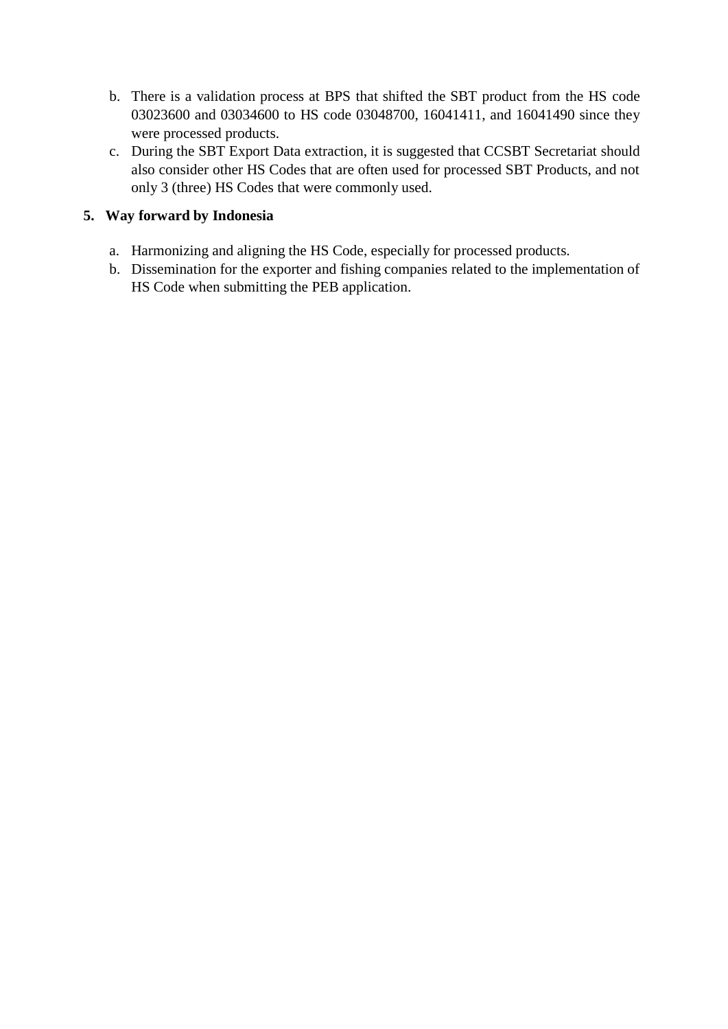b. There is a validation process at BPS that shifted the SBT product from the HS code 03023600 and 03034600 to HS code 03048700, 16041411, and 16041490 since they were processed products.
c. During the SBT Export Data extraction, it is suggested that CCSBT Secretariat should also consider other HS Codes that are often used for processed SBT Products, and not only 3 (three) HS Codes that were commonly used.

**5. Way forward by Indonesia**

a. Harmonizing and aligning the HS Code, especially for processed products.
b. Dissemination for the exporter and fishing companies related to the implementation of HS Code when submitting the PEB application.